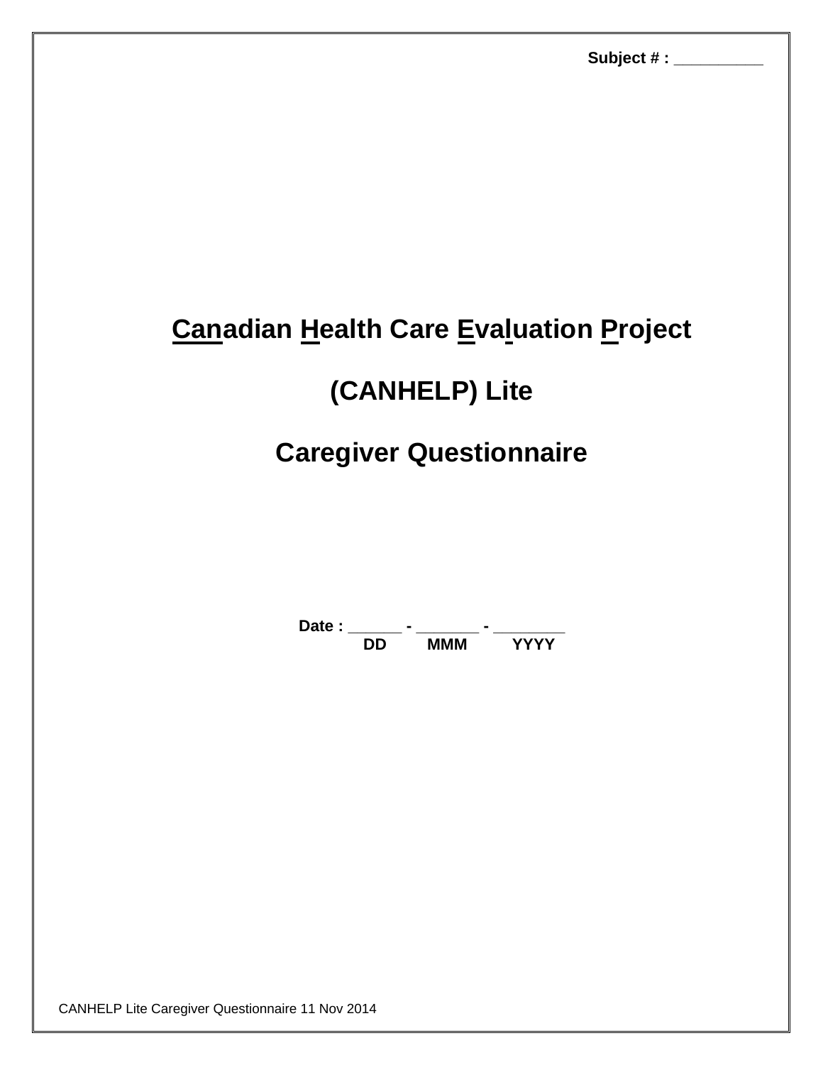**Subject # :** __________

# Canadian Health Care Evaluation Project

# (CANHELP) Lite

# Caregiver Questionnaire

**Date :** ______ - _______ - ________
**DD MMM YYYY**

CANHELP Lite Caregiver Questionnaire 11 Nov 2014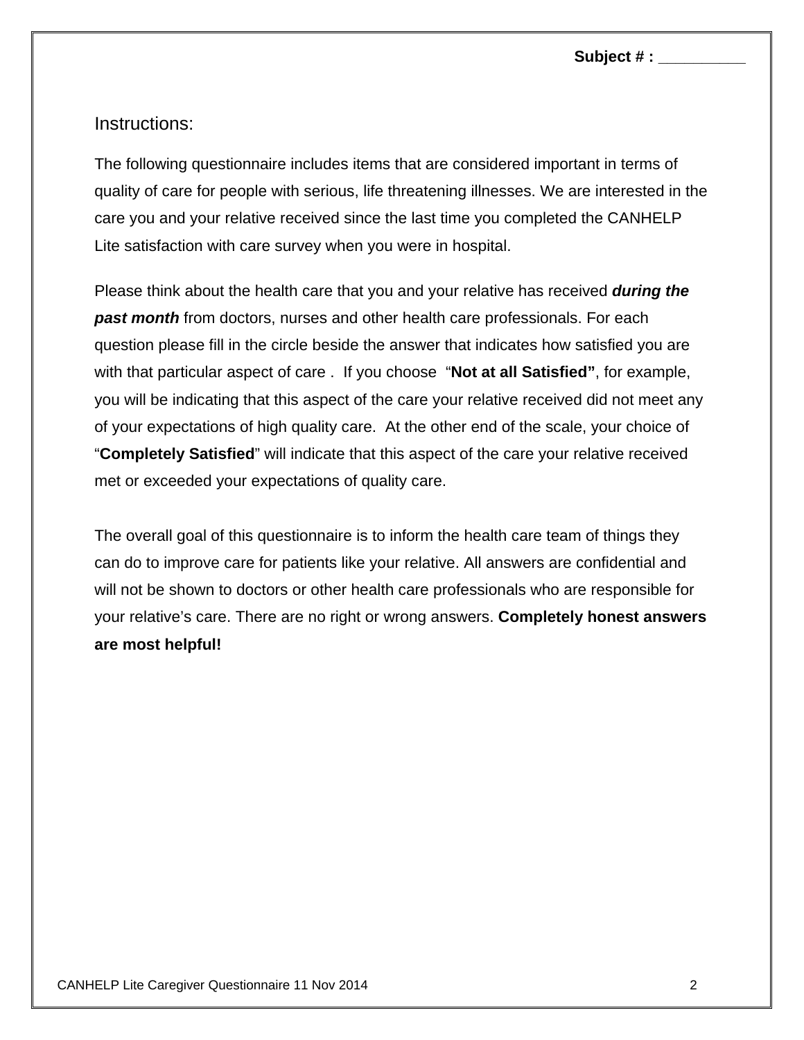**Subject # : __________**

## Instructions:

The following questionnaire includes items that are considered important in terms of quality of care for people with serious, life threatening illnesses. We are interested in the care you and your relative received since the last time you completed the CANHELP Lite satisfaction with care survey when you were in hospital.

Please think about the health care that you and your relative has received ***during the past month*** from doctors, nurses and other health care professionals. For each question please fill in the circle beside the answer that indicates how satisfied you are with that particular aspect of care . If you choose "**Not at all Satisfied"**, for example, you will be indicating that this aspect of the care your relative received did not meet any of your expectations of high quality care. At the other end of the scale, your choice of "**Completely Satisfied**" will indicate that this aspect of the care your relative received met or exceeded your expectations of quality care.

The overall goal of this questionnaire is to inform the health care team of things they can do to improve care for patients like your relative. All answers are confidential and will not be shown to doctors or other health care professionals who are responsible for your relative's care. There are no right or wrong answers. **Completely honest answers are most helpful!**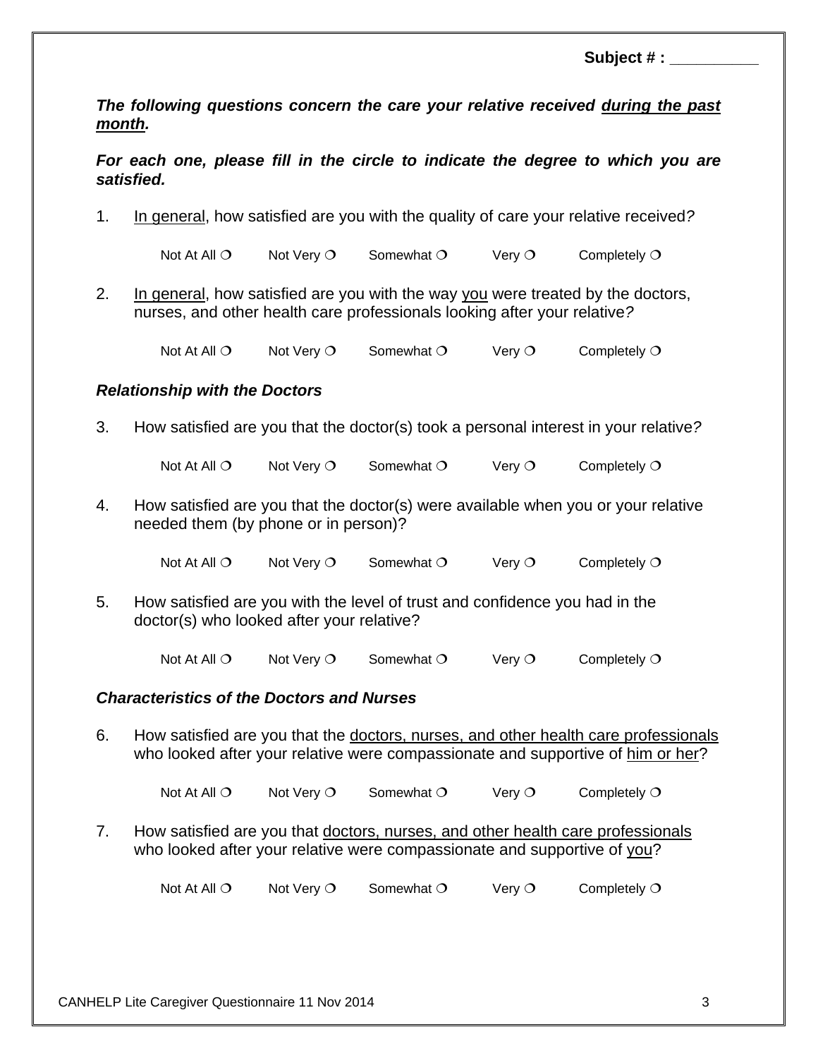**Subject # : __________**

***The following questions concern the care your relative received <u>during the past month</u>.***

***For each one, please fill in the circle to indicate the degree to which you are satisfied.***

1. <u>In general</u>, how satisfied are you with the quality of care your relative received?

   Not At All ❍ Not Very ❍ Somewhat ❍ Very ❍ Completely ❍

2. <u>In general</u>, how satisfied are you with the way <u>you</u> were treated by the doctors, nurses, and other health care professionals looking after your relative?

   Not At All ❍ Not Very ❍ Somewhat ❍ Very ❍ Completely ❍

### *Relationship with the Doctors*

3. How satisfied are you that the doctor(s) took a personal interest in your relative?

   Not At All ❍ Not Very ❍ Somewhat ❍ Very ❍ Completely ❍

4. How satisfied are you that the doctor(s) were available when you or your relative needed them (by phone or in person)?

   Not At All ❍ Not Very ❍ Somewhat ❍ Very ❍ Completely ❍

5. How satisfied are you with the level of trust and confidence you had in the doctor(s) who looked after your relative?

   Not At All ❍ Not Very ❍ Somewhat ❍ Very ❍ Completely ❍

### *Characteristics of the Doctors and Nurses*

6. How satisfied are you that the <u>doctors, nurses, and other health care professionals</u> who looked after your relative were compassionate and supportive of <u>him or her</u>?

   Not At All ❍ Not Very ❍ Somewhat ❍ Very ❍ Completely ❍

7. How satisfied are you that <u>doctors, nurses, and other health care professionals</u> who looked after your relative were compassionate and supportive of <u>you</u>?

   Not At All ❍ Not Very ❍ Somewhat ❍ Very ❍ Completely ❍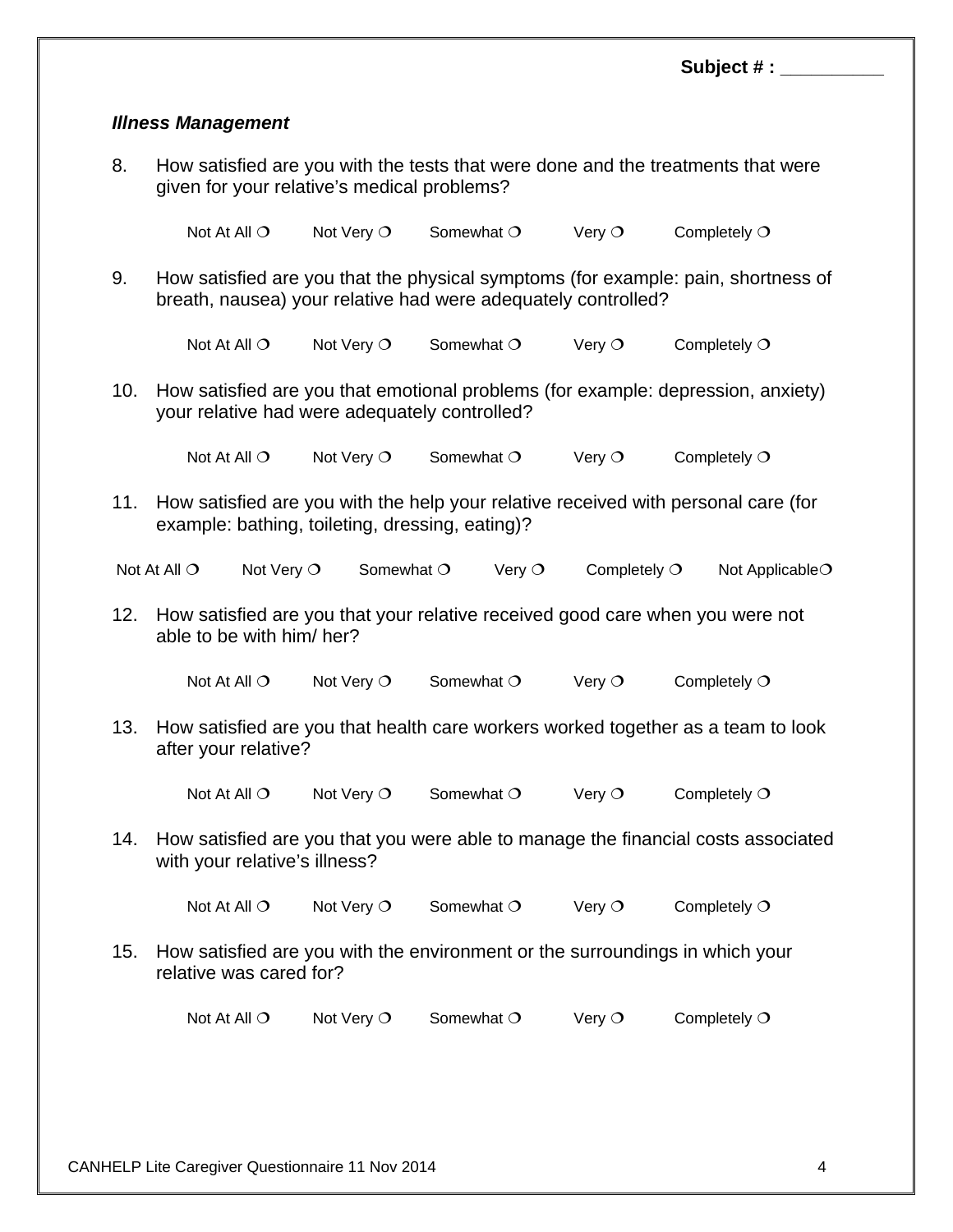Subject # : __________

***Illness Management***

8. How satisfied are you with the tests that were done and the treatments that were given for your relative's medical problems?

   Not At All ❍  Not Very ❍  Somewhat ❍  Very ❍  Completely ❍

9. How satisfied are you that the physical symptoms (for example: pain, shortness of breath, nausea) your relative had were adequately controlled?

   Not At All ❍  Not Very ❍  Somewhat ❍  Very ❍  Completely ❍

10. How satisfied are you that emotional problems (for example: depression, anxiety) your relative had were adequately controlled?

    Not At All ❍  Not Very ❍  Somewhat ❍  Very ❍  Completely ❍

11. How satisfied are you with the help your relative received with personal care (for example: bathing, toileting, dressing, eating)?

    Not At All ❍  Not Very ❍  Somewhat ❍  Very ❍  Completely ❍  Not Applicable❍

12. How satisfied are you that your relative received good care when you were not able to be with him/ her?

    Not At All ❍  Not Very ❍  Somewhat ❍  Very ❍  Completely ❍

13. How satisfied are you that health care workers worked together as a team to look after your relative?

    Not At All ❍  Not Very ❍  Somewhat ❍  Very ❍  Completely ❍

14. How satisfied are you that you were able to manage the financial costs associated with your relative's illness?

    Not At All ❍  Not Very ❍  Somewhat ❍  Very ❍  Completely ❍

15. How satisfied are you with the environment or the surroundings in which your relative was cared for?

    Not At All ❍  Not Very ❍  Somewhat ❍  Very ❍  Completely ❍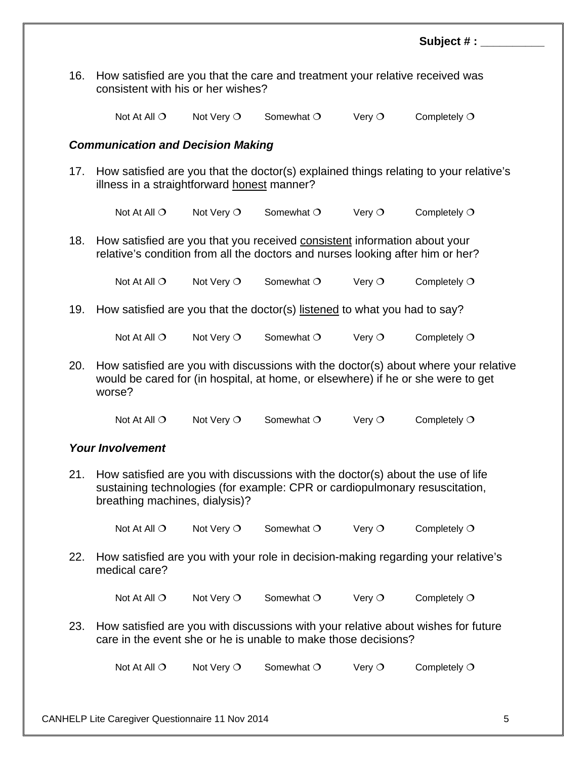Subject # : __________

16. How satisfied are you that the care and treatment your relative received was consistent with his or her wishes?

    Not At All ❍ Not Very ❍ Somewhat ❍ Very ❍ Completely ❍

***Communication and Decision Making***

17. How satisfied are you that the doctor(s) explained things relating to your relative's illness in a straightforward <u>honest</u> manner?

    Not At All ❍ Not Very ❍ Somewhat ❍ Very ❍ Completely ❍

18. How satisfied are you that you received <u>consistent</u> information about your relative's condition from all the doctors and nurses looking after him or her?

    Not At All ❍ Not Very ❍ Somewhat ❍ Very ❍ Completely ❍

19. How satisfied are you that the doctor(s) <u>listened</u> to what you had to say?

    Not At All ❍ Not Very ❍ Somewhat ❍ Very ❍ Completely ❍

20. How satisfied are you with discussions with the doctor(s) about where your relative would be cared for (in hospital, at home, or elsewhere) if he or she were to get worse?

    Not At All ❍ Not Very ❍ Somewhat ❍ Very ❍ Completely ❍

***Your Involvement***

21. How satisfied are you with discussions with the doctor(s) about the use of life sustaining technologies (for example: CPR or cardiopulmonary resuscitation, breathing machines, dialysis)?

    Not At All ❍ Not Very ❍ Somewhat ❍ Very ❍ Completely ❍

22. How satisfied are you with your role in decision-making regarding your relative's medical care?

    Not At All ❍ Not Very ❍ Somewhat ❍ Very ❍ Completely ❍

23. How satisfied are you with discussions with your relative about wishes for future care in the event she or he is unable to make those decisions?

    Not At All ❍ Not Very ❍ Somewhat ❍ Very ❍ Completely ❍